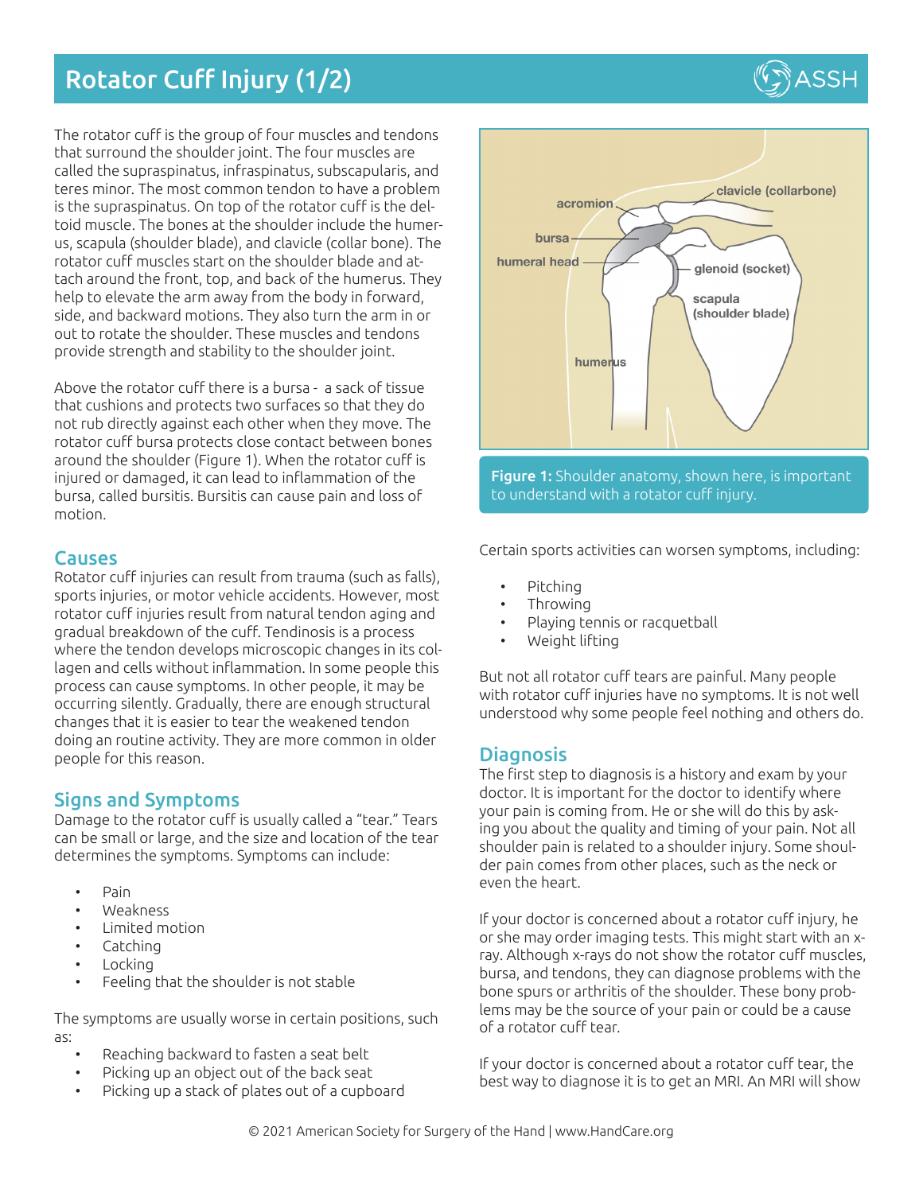# Rotator Cuff Injury (1/2)

The rotator cuff is the group of four muscles and tendons that surround the shoulder joint. The four muscles are called the supraspinatus, infraspinatus, subscapularis, and teres minor. The most common tendon to have a problem is the supraspinatus. On top of the rotator cuff is the deltoid muscle. The bones at the shoulder include the humerus, scapula (shoulder blade), and clavicle (collar bone). The rotator cuff muscles start on the shoulder blade and attach around the front, top, and back of the humerus. They help to elevate the arm away from the body in forward, side, and backward motions. They also turn the arm in or out to rotate the shoulder. These muscles and tendons provide strength and stability to the shoulder joint.

Above the rotator cuff there is a bursa - a sack of tissue that cushions and protects two surfaces so that they do not rub directly against each other when they move. The rotator cuff bursa protects close contact between bones around the shoulder (Figure 1). When the rotator cuff is injured or damaged, it can lead to inflammation of the bursa, called bursitis. Bursitis can cause pain and loss of motion.

**Figure 1:** Shoulder anatomy, shown here, is important to understand with a rotator cuff injury.

## Causes

Rotator cuff injuries can result from trauma (such as falls), sports injuries, or motor vehicle accidents. However, most rotator cuff injuries result from natural tendon aging and gradual breakdown of the cuff. Tendinosis is a process where the tendon develops microscopic changes in its collagen and cells without inflammation. In some people this process can cause symptoms. In other people, it may be occurring silently. Gradually, there are enough structural changes that it is easier to tear the weakened tendon doing an routine activity. They are more common in older people for this reason.

## Signs and Symptoms

Damage to the rotator cuff is usually called a "tear." Tears can be small or large, and the size and location of the tear determines the symptoms. Symptoms can include:

- Pain
- Weakness
- Limited motion
- Catching
- Locking
- Feeling that the shoulder is not stable

The symptoms are usually worse in certain positions, such as:

- Reaching backward to fasten a seat belt
- Picking up an object out of the back seat
- Picking up a stack of plates out of a cupboard

Certain sports activities can worsen symptoms, including:

- Pitching
- Throwing
- Playing tennis or racquetball
- Weight lifting

But not all rotator cuff tears are painful. Many people with rotator cuff injuries have no symptoms. It is not well understood why some people feel nothing and others do.

## Diagnosis

The first step to diagnosis is a history and exam by your doctor. It is important for the doctor to identify where your pain is coming from. He or she will do this by asking you about the quality and timing of your pain. Not all shoulder pain is related to a shoulder injury. Some shoulder pain comes from other places, such as the neck or even the heart.

If your doctor is concerned about a rotator cuff injury, he or she may order imaging tests. This might start with an x-ray. Although x-rays do not show the rotator cuff muscles, bursa, and tendons, they can diagnose problems with the bone spurs or arthritis of the shoulder. These bony problems may be the source of your pain or could be a cause of a rotator cuff tear.

If your doctor is concerned about a rotator cuff tear, the best way to diagnose it is to get an MRI. An MRI will show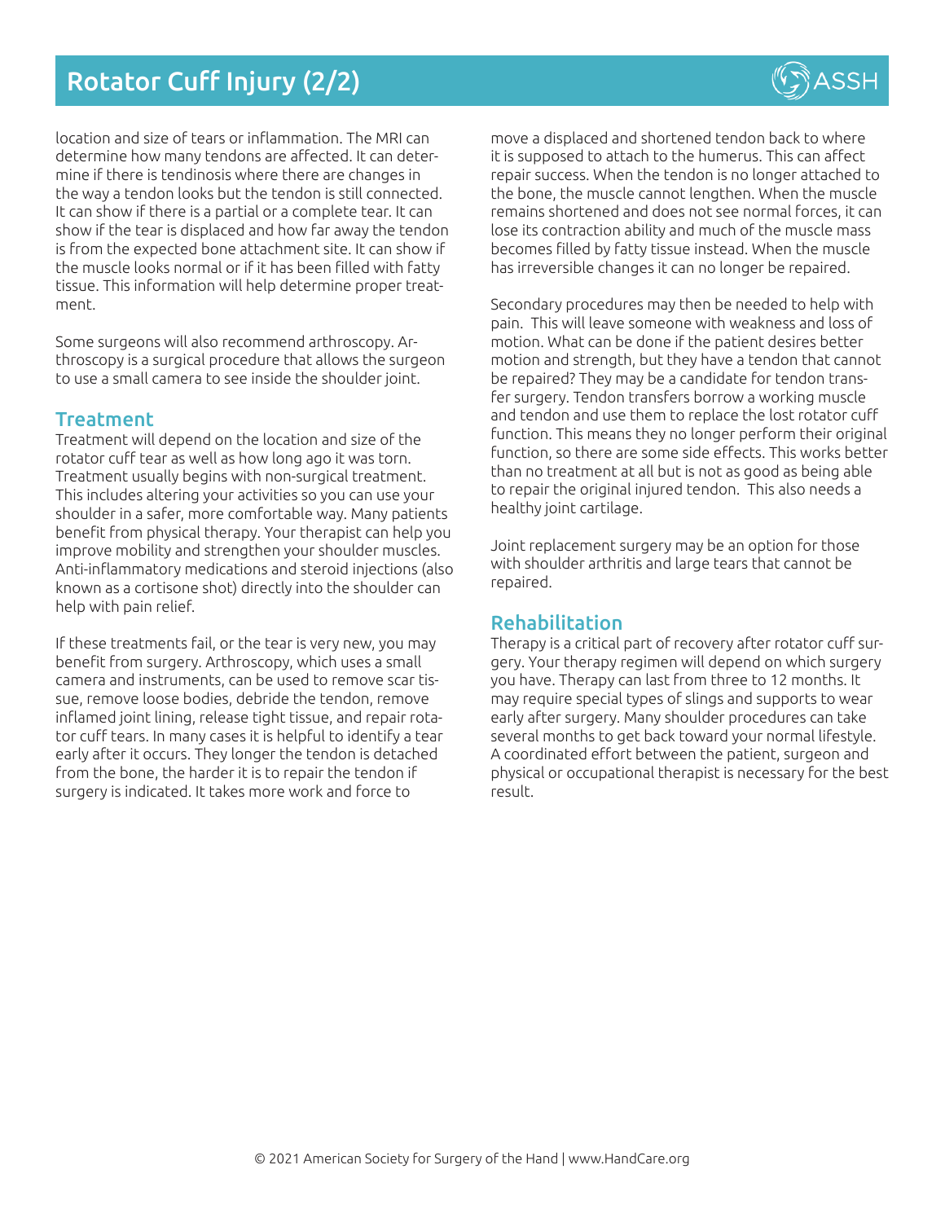location and size of tears or inflammation. The MRI can determine how many tendons are affected. It can determine if there is tendinosis where there are changes in the way a tendon looks but the tendon is still connected. It can show if there is a partial or a complete tear. It can show if the tear is displaced and how far away the tendon is from the expected bone attachment site. It can show if the muscle looks normal or if it has been filled with fatty tissue. This information will help determine proper treatment.

Some surgeons will also recommend arthroscopy. Arthroscopy is a surgical procedure that allows the surgeon to use a small camera to see inside the shoulder joint.

## Treatment

Treatment will depend on the location and size of the rotator cuff tear as well as how long ago it was torn. Treatment usually begins with non-surgical treatment. This includes altering your activities so you can use your shoulder in a safer, more comfortable way. Many patients benefit from physical therapy. Your therapist can help you improve mobility and strengthen your shoulder muscles. Anti-inflammatory medications and steroid injections (also known as a cortisone shot) directly into the shoulder can help with pain relief.

If these treatments fail, or the tear is very new, you may benefit from surgery. Arthroscopy, which uses a small camera and instruments, can be used to remove scar tissue, remove loose bodies, debride the tendon, remove inflamed joint lining, release tight tissue, and repair rotator cuff tears. In many cases it is helpful to identify a tear early after it occurs. They longer the tendon is detached from the bone, the harder it is to repair the tendon if surgery is indicated. It takes more work and force to move a displaced and shortened tendon back to where it is supposed to attach to the humerus. This can affect repair success. When the tendon is no longer attached to the bone, the muscle cannot lengthen. When the muscle remains shortened and does not see normal forces, it can lose its contraction ability and much of the muscle mass becomes filled by fatty tissue instead. When the muscle has irreversible changes it can no longer be repaired.

Secondary procedures may then be needed to help with pain. This will leave someone with weakness and loss of motion. What can be done if the patient desires better motion and strength, but they have a tendon that cannot be repaired? They may be a candidate for tendon transfer surgery. Tendon transfers borrow a working muscle and tendon and use them to replace the lost rotator cuff function. This means they no longer perform their original function, so there are some side effects. This works better than no treatment at all but is not as good as being able to repair the original injured tendon. This also needs a healthy joint cartilage.

Joint replacement surgery may be an option for those with shoulder arthritis and large tears that cannot be repaired.

## Rehabilitation

Therapy is a critical part of recovery after rotator cuff surgery. Your therapy regimen will depend on which surgery you have. Therapy can last from three to 12 months. It may require special types of slings and supports to wear early after surgery. Many shoulder procedures can take several months to get back toward your normal lifestyle. A coordinated effort between the patient, surgeon and physical or occupational therapist is necessary for the best result.

© 2021 American Society for Surgery of the Hand | www.HandCare.org